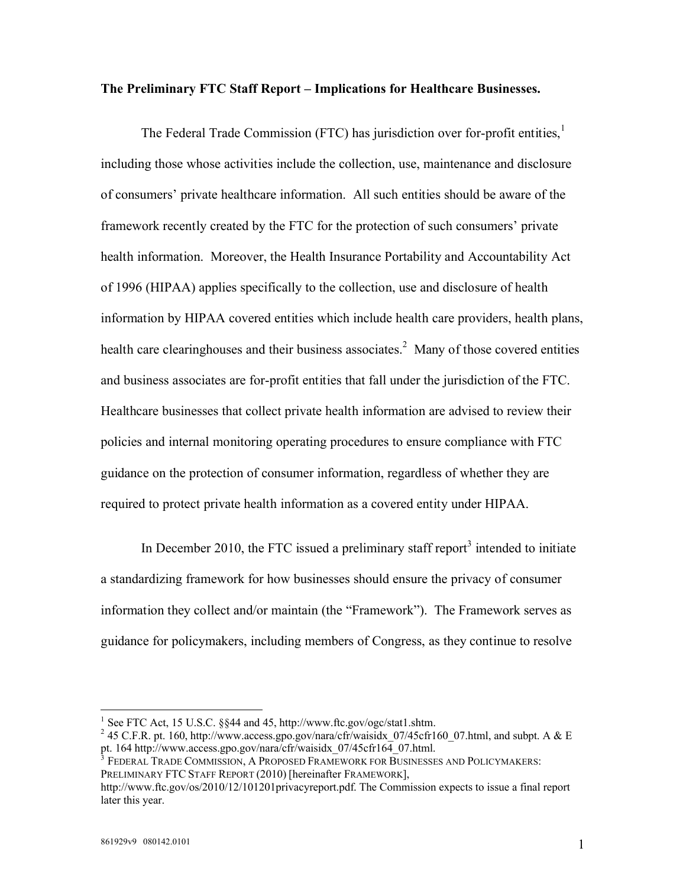**The Preliminary FTC Staff Report – Implications for Healthcare Businesses.**

The Federal Trade Commission (FTC) has jurisdiction over for-profit entities,[1] including those whose activities include the collection, use, maintenance and disclosure of consumers' private healthcare information. All such entities should be aware of the framework recently created by the FTC for the protection of such consumers' private health information. Moreover, the Health Insurance Portability and Accountability Act of 1996 (HIPAA) applies specifically to the collection, use and disclosure of health information by HIPAA covered entities which include health care providers, health plans, health care clearinghouses and their business associates.[2] Many of those covered entities and business associates are for-profit entities that fall under the jurisdiction of the FTC. Healthcare businesses that collect private health information are advised to review their policies and internal monitoring operating procedures to ensure compliance with FTC guidance on the protection of consumer information, regardless of whether they are required to protect private health information as a covered entity under HIPAA.

In December 2010, the FTC issued a preliminary staff report[3] intended to initiate a standardizing framework for how businesses should ensure the privacy of consumer information they collect and/or maintain (the "Framework"). The Framework serves as guidance for policymakers, including members of Congress, as they continue to resolve

---

[1] See FTC Act, 15 U.S.C. §§44 and 45, http://www.ftc.gov/ogc/stat1.shtm.

[2] 45 C.F.R. pt. 160, http://www.access.gpo.gov/nara/cfr/waisidx_07/45cfr160_07.html, and subpt. A & E pt. 164 http://www.access.gpo.gov/nara/cfr/waisidx_07/45cfr164_07.html.

[3] FEDERAL TRADE COMMISSION, A PROPOSED FRAMEWORK FOR BUSINESSES AND POLICYMAKERS: PRELIMINARY FTC STAFF REPORT (2010) [hereinafter FRAMEWORK], http://www.ftc.gov/os/2010/12/101201privacyreport.pdf. The Commission expects to issue a final report later this year.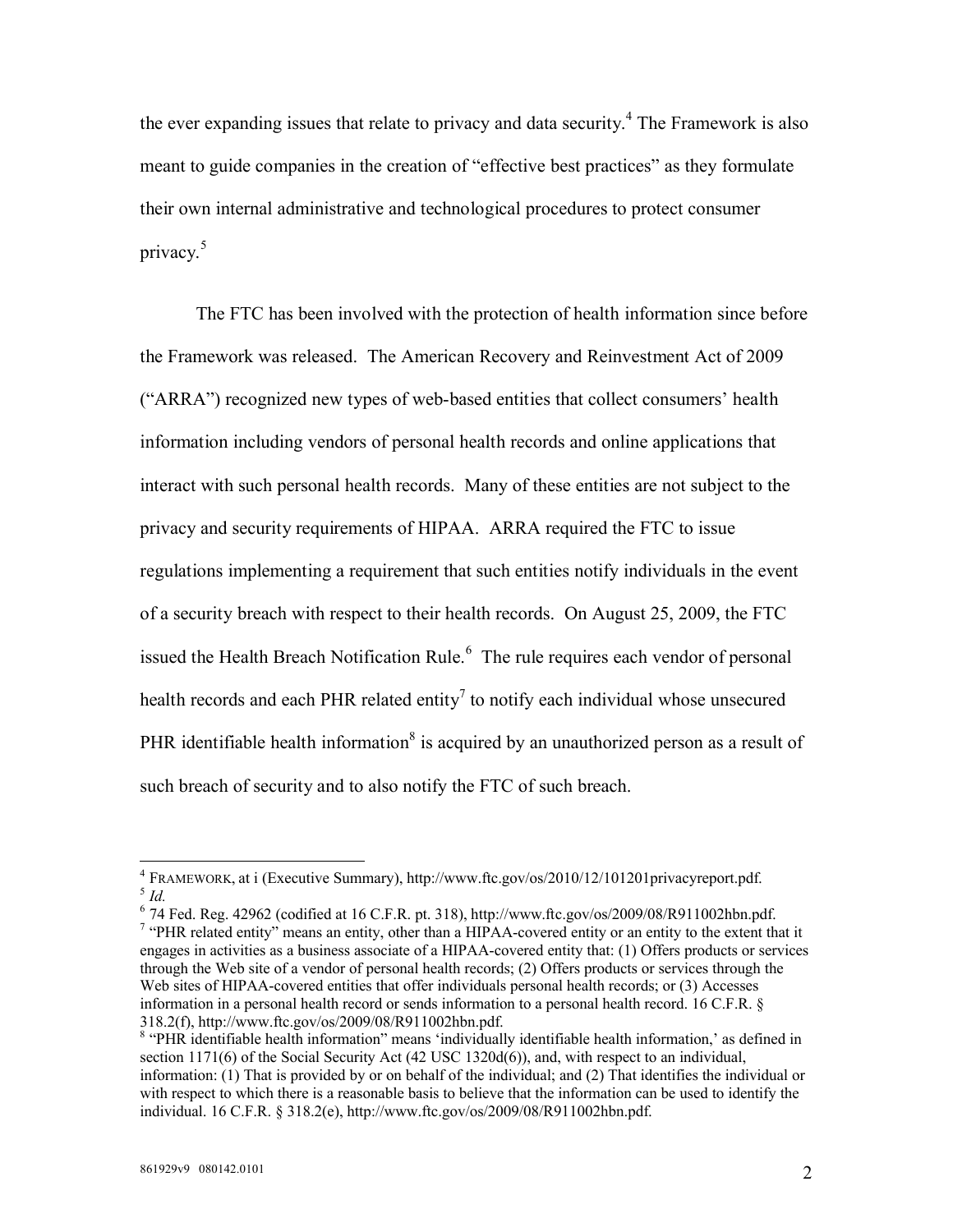the ever expanding issues that relate to privacy and data security.[4] The Framework is also meant to guide companies in the creation of "effective best practices" as they formulate their own internal administrative and technological procedures to protect consumer privacy.[5]

The FTC has been involved with the protection of health information since before the Framework was released. The American Recovery and Reinvestment Act of 2009 ("ARRA") recognized new types of web-based entities that collect consumers' health information including vendors of personal health records and online applications that interact with such personal health records. Many of these entities are not subject to the privacy and security requirements of HIPAA. ARRA required the FTC to issue regulations implementing a requirement that such entities notify individuals in the event of a security breach with respect to their health records. On August 25, 2009, the FTC issued the Health Breach Notification Rule.[6] The rule requires each vendor of personal health records and each PHR related entity[7] to notify each individual whose unsecured PHR identifiable health information[8] is acquired by an unauthorized person as a result of such breach of security and to also notify the FTC of such breach.

---

[4] FRAMEWORK, at i (Executive Summary), http://www.ftc.gov/os/2010/12/101201privacyreport.pdf.

[5] *Id.*

[6] 74 Fed. Reg. 42962 (codified at 16 C.F.R. pt. 318), http://www.ftc.gov/os/2009/08/R911002hbn.pdf.

[7] "PHR related entity" means an entity, other than a HIPAA-covered entity or an entity to the extent that it engages in activities as a business associate of a HIPAA-covered entity that: (1) Offers products or services through the Web site of a vendor of personal health records; (2) Offers products or services through the Web sites of HIPAA-covered entities that offer individuals personal health records; or (3) Accesses information in a personal health record or sends information to a personal health record. 16 C.F.R. § 318.2(f), http://www.ftc.gov/os/2009/08/R911002hbn.pdf.

[8] "PHR identifiable health information" means 'individually identifiable health information,' as defined in section 1171(6) of the Social Security Act (42 USC 1320d(6)), and, with respect to an individual, information: (1) That is provided by or on behalf of the individual; and (2) That identifies the individual or with respect to which there is a reasonable basis to believe that the information can be used to identify the individual. 16 C.F.R. § 318.2(e), http://www.ftc.gov/os/2009/08/R911002hbn.pdf.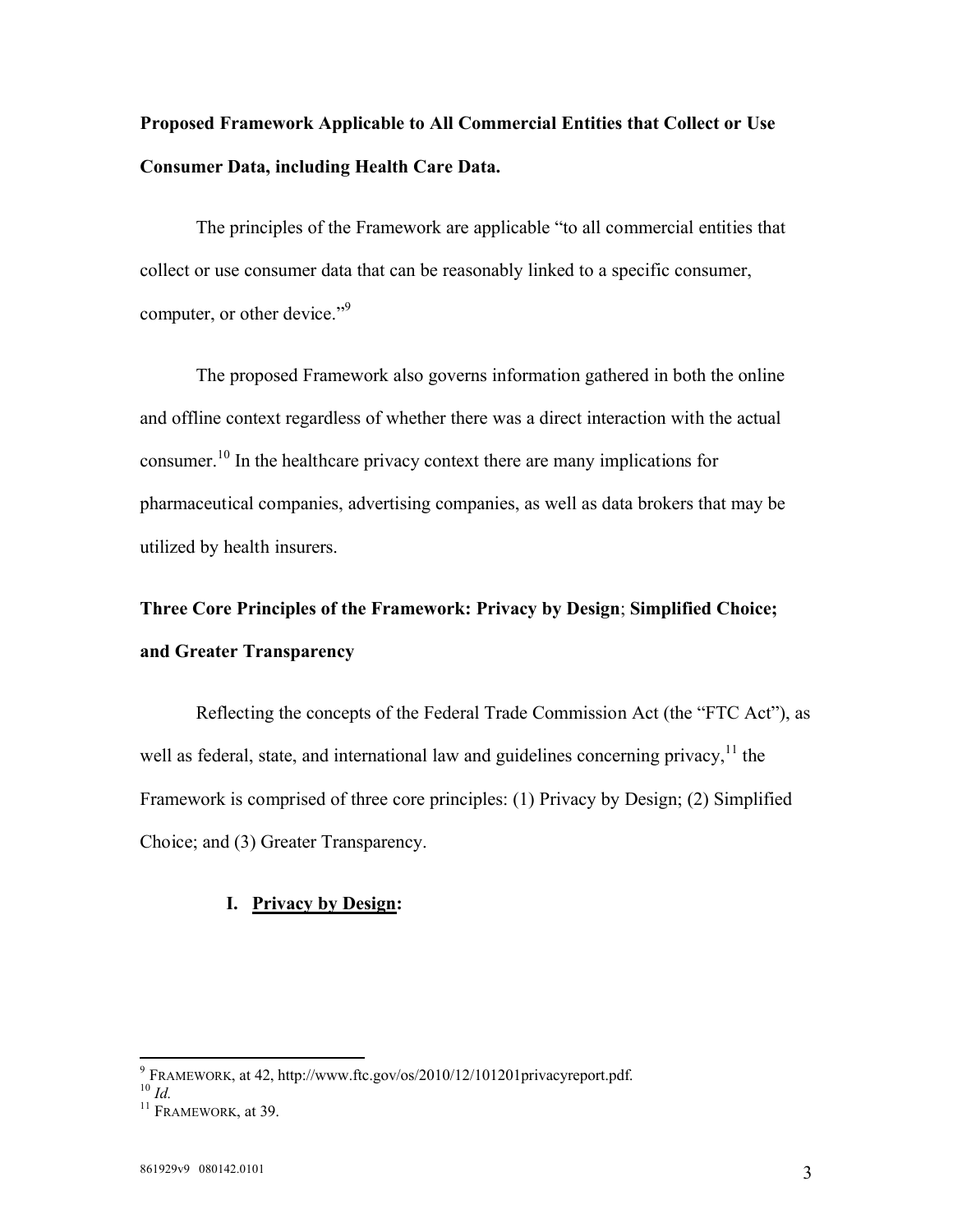**Proposed Framework Applicable to All Commercial Entities that Collect or Use Consumer Data, including Health Care Data.**

The principles of the Framework are applicable "to all commercial entities that collect or use consumer data that can be reasonably linked to a specific consumer, computer, or other device."[9]

The proposed Framework also governs information gathered in both the online and offline context regardless of whether there was a direct interaction with the actual consumer.[10] In the healthcare privacy context there are many implications for pharmaceutical companies, advertising companies, as well as data brokers that may be utilized by health insurers.

**Three Core Principles of the Framework: Privacy by Design; Simplified Choice; and Greater Transparency**

Reflecting the concepts of the Federal Trade Commission Act (the "FTC Act"), as well as federal, state, and international law and guidelines concerning privacy,[11] the Framework is comprised of three core principles: (1) Privacy by Design; (2) Simplified Choice; and (3) Greater Transparency.

**I. <u>Privacy by Design</u>:**

---

[9] FRAMEWORK, at 42, http://www.ftc.gov/os/2010/12/101201privacyreport.pdf.

[10] *Id.*

[11] FRAMEWORK, at 39.

861929v9 080142.0101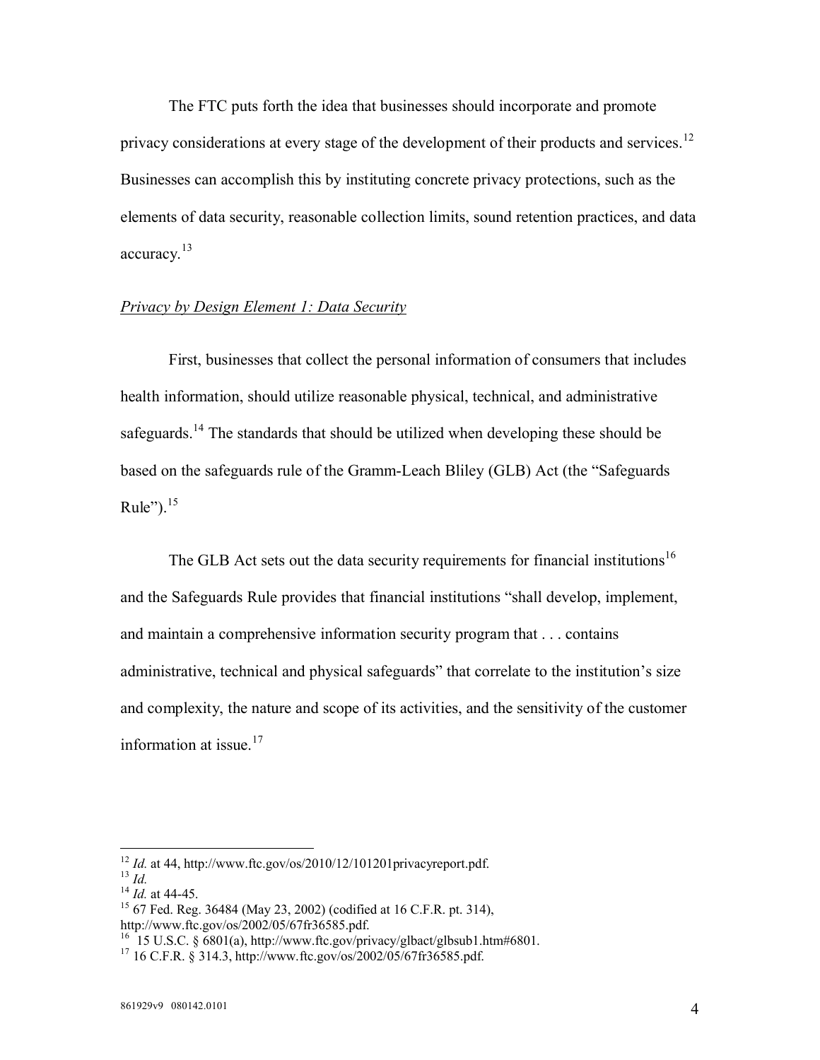The FTC puts forth the idea that businesses should incorporate and promote privacy considerations at every stage of the development of their products and services.[12] Businesses can accomplish this by instituting concrete privacy protections, such as the elements of data security, reasonable collection limits, sound retention practices, and data accuracy.[13]

*Privacy by Design Element 1: Data Security*

First, businesses that collect the personal information of consumers that includes health information, should utilize reasonable physical, technical, and administrative safeguards.[14] The standards that should be utilized when developing these should be based on the safeguards rule of the Gramm-Leach Bliley (GLB) Act (the "Safeguards Rule").[15]

The GLB Act sets out the data security requirements for financial institutions[16] and the Safeguards Rule provides that financial institutions "shall develop, implement, and maintain a comprehensive information security program that . . . contains administrative, technical and physical safeguards" that correlate to the institution's size and complexity, the nature and scope of its activities, and the sensitivity of the customer information at issue.[17]

---

[12] *Id.* at 44, http://www.ftc.gov/os/2010/12/101201privacyreport.pdf.
[13] *Id.*
[14] *Id.* at 44-45.
[15] 67 Fed. Reg. 36484 (May 23, 2002) (codified at 16 C.F.R. pt. 314), http://www.ftc.gov/os/2002/05/67fr36585.pdf.
[16] 15 U.S.C. § 6801(a), http://www.ftc.gov/privacy/glbact/glbsub1.htm#6801.
[17] 16 C.F.R. § 314.3, http://www.ftc.gov/os/2002/05/67fr36585.pdf.

861929v9 080142.0101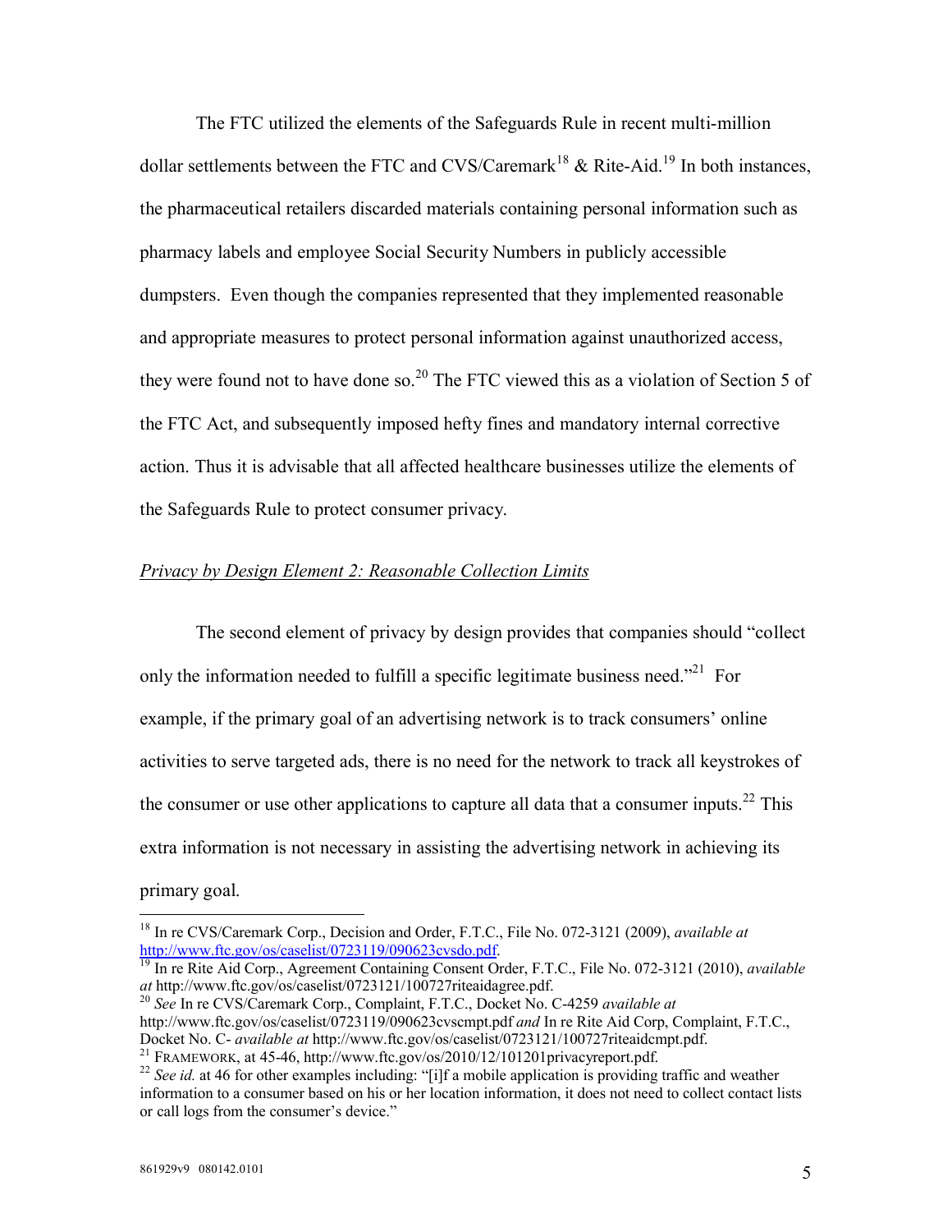The FTC utilized the elements of the Safeguards Rule in recent multi-million dollar settlements between the FTC and CVS/Caremark[18] & Rite-Aid.[19] In both instances, the pharmaceutical retailers discarded materials containing personal information such as pharmacy labels and employee Social Security Numbers in publicly accessible dumpsters. Even though the companies represented that they implemented reasonable and appropriate measures to protect personal information against unauthorized access, they were found not to have done so.[20] The FTC viewed this as a violation of Section 5 of the FTC Act, and subsequently imposed hefty fines and mandatory internal corrective action. Thus it is advisable that all affected healthcare businesses utilize the elements of the Safeguards Rule to protect consumer privacy.

*Privacy by Design Element 2: Reasonable Collection Limits*

The second element of privacy by design provides that companies should "collect only the information needed to fulfill a specific legitimate business need."[21] For example, if the primary goal of an advertising network is to track consumers' online activities to serve targeted ads, there is no need for the network to track all keystrokes of the consumer or use other applications to capture all data that a consumer inputs.[22] This extra information is not necessary in assisting the advertising network in achieving its primary goal.

---

[18] In re CVS/Caremark Corp., Decision and Order, F.T.C., File No. 072-3121 (2009), *available at* http://www.ftc.gov/os/caselist/0723119/090623cvsdo.pdf.

[19] In re Rite Aid Corp., Agreement Containing Consent Order, F.T.C., File No. 072-3121 (2010), *available at* http://www.ftc.gov/os/caselist/0723121/100727riteaidagree.pdf.

[20] *See* In re CVS/Caremark Corp., Complaint, F.T.C., Docket No. C-4259 *available at* http://www.ftc.gov/os/caselist/0723119/090623cvscmpt.pdf *and* In re Rite Aid Corp, Complaint, F.T.C., Docket No. C- *available at* http://www.ftc.gov/os/caselist/0723121/100727riteaidcmpt.pdf.

[21] FRAMEWORK, at 45-46, http://www.ftc.gov/os/2010/12/101201privacyreport.pdf.

[22] *See id.* at 46 for other examples including: "[i]f a mobile application is providing traffic and weather information to a consumer based on his or her location information, it does not need to collect contact lists or call logs from the consumer's device."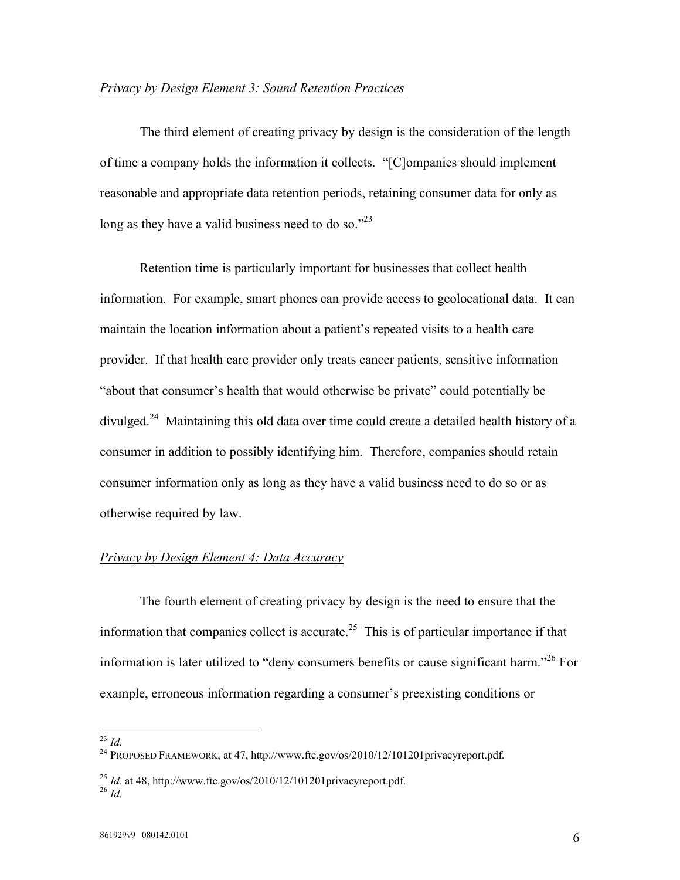*Privacy by Design Element 3: Sound Retention Practices*

The third element of creating privacy by design is the consideration of the length of time a company holds the information it collects. "[C]ompanies should implement reasonable and appropriate data retention periods, retaining consumer data for only as long as they have a valid business need to do so."[23]

Retention time is particularly important for businesses that collect health information. For example, smart phones can provide access to geolocational data. It can maintain the location information about a patient's repeated visits to a health care provider. If that health care provider only treats cancer patients, sensitive information "about that consumer's health that would otherwise be private" could potentially be divulged.[24] Maintaining this old data over time could create a detailed health history of a consumer in addition to possibly identifying him. Therefore, companies should retain consumer information only as long as they have a valid business need to do so or as otherwise required by law.

*Privacy by Design Element 4: Data Accuracy*

The fourth element of creating privacy by design is the need to ensure that the information that companies collect is accurate.[25] This is of particular importance if that information is later utilized to "deny consumers benefits or cause significant harm."[26] For example, erroneous information regarding a consumer's preexisting conditions or

---

[23] *Id.*

[24] PROPOSED FRAMEWORK, at 47, http://www.ftc.gov/os/2010/12/101201privacyreport.pdf.

[25] *Id.* at 48, http://www.ftc.gov/os/2010/12/101201privacyreport.pdf.

[26] *Id.*

861929v9 080142.0101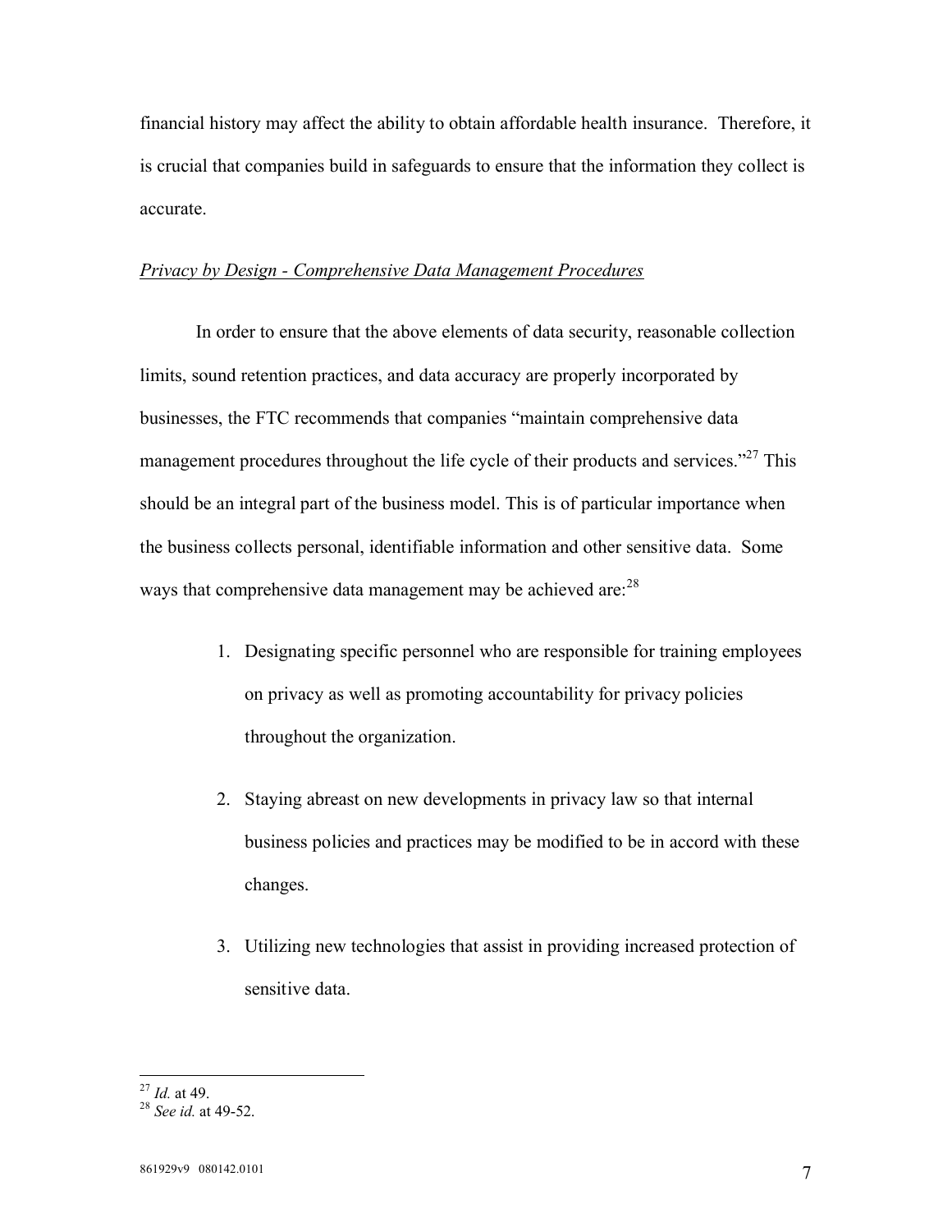financial history may affect the ability to obtain affordable health insurance. Therefore, it is crucial that companies build in safeguards to ensure that the information they collect is accurate.

*Privacy by Design - Comprehensive Data Management Procedures*

In order to ensure that the above elements of data security, reasonable collection limits, sound retention practices, and data accuracy are properly incorporated by businesses, the FTC recommends that companies "maintain comprehensive data management procedures throughout the life cycle of their products and services."[27] This should be an integral part of the business model. This is of particular importance when the business collects personal, identifiable information and other sensitive data. Some ways that comprehensive data management may be achieved are:[28]

1. Designating specific personnel who are responsible for training employees on privacy as well as promoting accountability for privacy policies throughout the organization.

2. Staying abreast on new developments in privacy law so that internal business policies and practices may be modified to be in accord with these changes.

3. Utilizing new technologies that assist in providing increased protection of sensitive data.

---

[27] *Id.* at 49.
[28] *See id.* at 49-52.

861929v9 080142.0101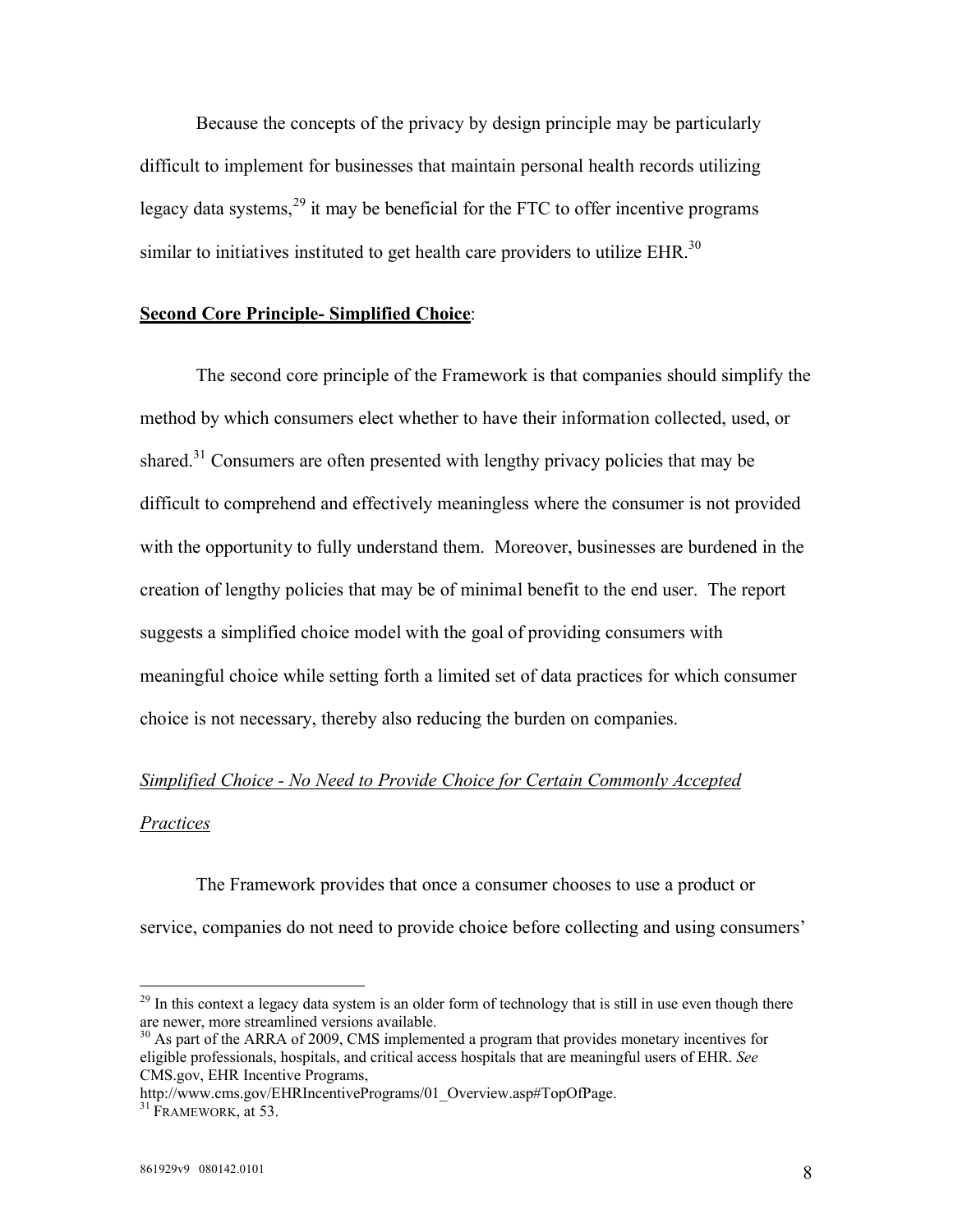Because the concepts of the privacy by design principle may be particularly difficult to implement for businesses that maintain personal health records utilizing legacy data systems,[29] it may be beneficial for the FTC to offer incentive programs similar to initiatives instituted to get health care providers to utilize EHR.[30]

**Second Core Principle- Simplified Choice**:

The second core principle of the Framework is that companies should simplify the method by which consumers elect whether to have their information collected, used, or shared.[31] Consumers are often presented with lengthy privacy policies that may be difficult to comprehend and effectively meaningless where the consumer is not provided with the opportunity to fully understand them. Moreover, businesses are burdened in the creation of lengthy policies that may be of minimal benefit to the end user. The report suggests a simplified choice model with the goal of providing consumers with meaningful choice while setting forth a limited set of data practices for which consumer choice is not necessary, thereby also reducing the burden on companies.

*Simplified Choice - No Need to Provide Choice for Certain Commonly Accepted Practices*

The Framework provides that once a consumer chooses to use a product or service, companies do not need to provide choice before collecting and using consumers'

---

[29] In this context a legacy data system is an older form of technology that is still in use even though there are newer, more streamlined versions available.

[30] As part of the ARRA of 2009, CMS implemented a program that provides monetary incentives for eligible professionals, hospitals, and critical access hospitals that are meaningful users of EHR. *See* CMS.gov, EHR Incentive Programs, http://www.cms.gov/EHRIncentivePrograms/01_Overview.asp#TopOfPage.

[31] FRAMEWORK, at 53.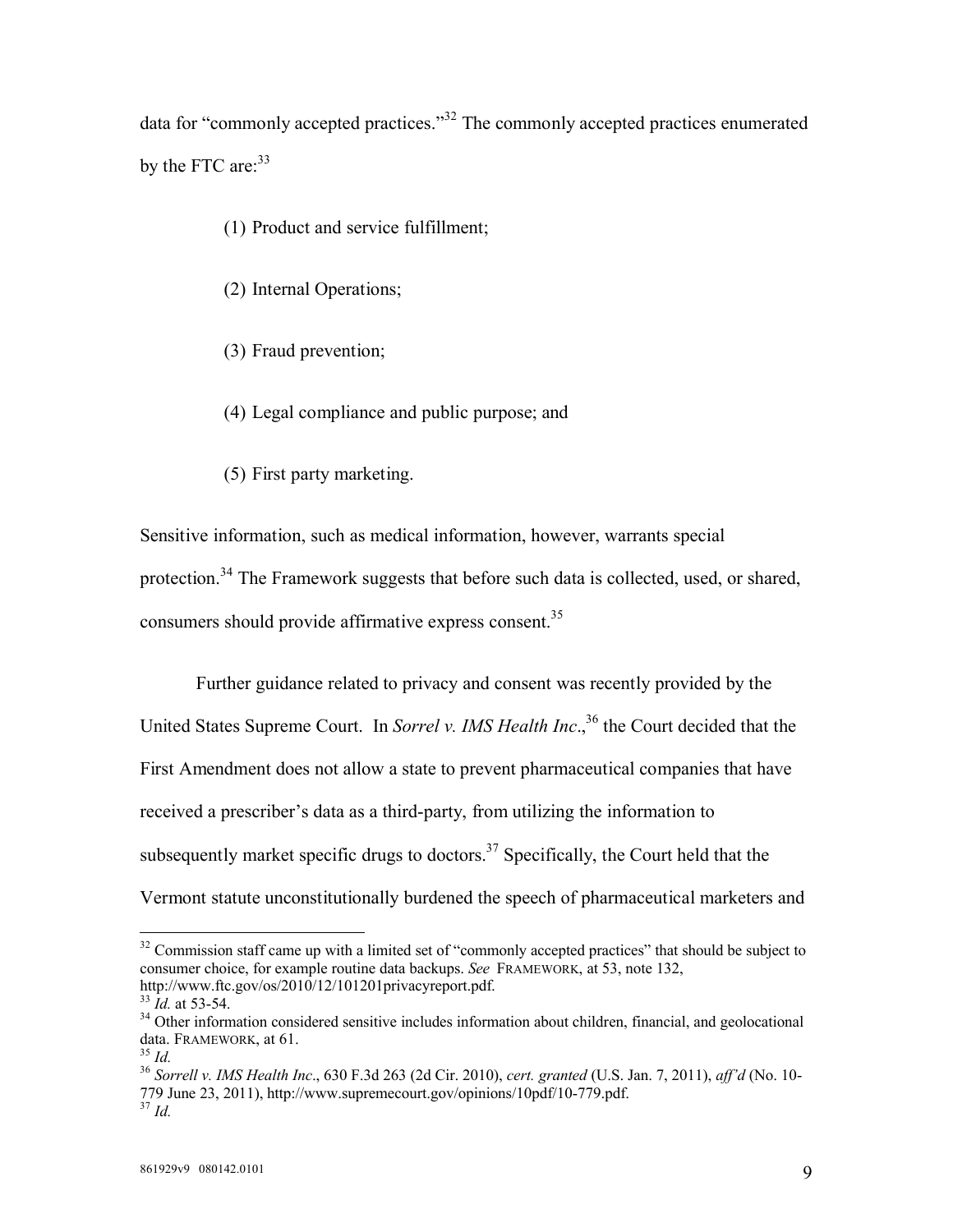data for "commonly accepted practices."[32] The commonly accepted practices enumerated by the FTC are:[33]

(1) Product and service fulfillment;

(2) Internal Operations;

(3) Fraud prevention;

(4) Legal compliance and public purpose; and

(5) First party marketing.

Sensitive information, such as medical information, however, warrants special protection.[34] The Framework suggests that before such data is collected, used, or shared, consumers should provide affirmative express consent.[35]

Further guidance related to privacy and consent was recently provided by the United States Supreme Court. In *Sorrel v. IMS Health Inc*.,[36] the Court decided that the First Amendment does not allow a state to prevent pharmaceutical companies that have received a prescriber's data as a third-party, from utilizing the information to subsequently market specific drugs to doctors.[37] Specifically, the Court held that the Vermont statute unconstitutionally burdened the speech of pharmaceutical marketers and

---

[32] Commission staff came up with a limited set of "commonly accepted practices" that should be subject to consumer choice, for example routine data backups. *See* FRAMEWORK, at 53, note 132, http://www.ftc.gov/os/2010/12/101201privacyreport.pdf.

[33] *Id.* at 53-54.

[34] Other information considered sensitive includes information about children, financial, and geolocational data. FRAMEWORK, at 61.

[35] *Id.*

[36] *Sorrell v. IMS Health Inc*., 630 F.3d 263 (2d Cir. 2010), *cert. granted* (U.S. Jan. 7, 2011), *aff'd* (No. 10-779 June 23, 2011), http://www.supremecourt.gov/opinions/10pdf/10-779.pdf.

[37] *Id.*

861929v9 080142.0101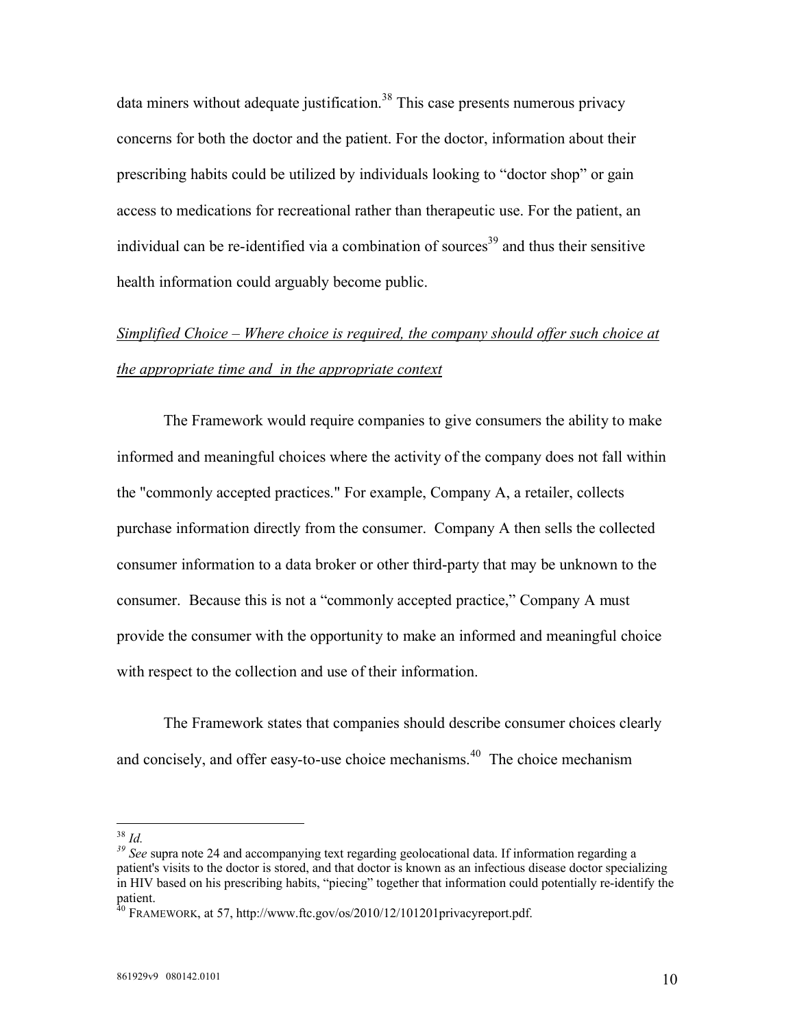data miners without adequate justification.[38] This case presents numerous privacy concerns for both the doctor and the patient. For the doctor, information about their prescribing habits could be utilized by individuals looking to "doctor shop" or gain access to medications for recreational rather than therapeutic use. For the patient, an individual can be re-identified via a combination of sources[39] and thus their sensitive health information could arguably become public.

*Simplified Choice – Where choice is required, the company should offer such choice at the appropriate time and in the appropriate context*

The Framework would require companies to give consumers the ability to make informed and meaningful choices where the activity of the company does not fall within the "commonly accepted practices." For example, Company A, a retailer, collects purchase information directly from the consumer. Company A then sells the collected consumer information to a data broker or other third-party that may be unknown to the consumer. Because this is not a "commonly accepted practice," Company A must provide the consumer with the opportunity to make an informed and meaningful choice with respect to the collection and use of their information.

The Framework states that companies should describe consumer choices clearly and concisely, and offer easy-to-use choice mechanisms.[40] The choice mechanism

---

[38] *Id.*

[39] *See* supra note 24 and accompanying text regarding geolocational data. If information regarding a patient's visits to the doctor is stored, and that doctor is known as an infectious disease doctor specializing in HIV based on his prescribing habits, "piecing" together that information could potentially re-identify the patient.

[40] FRAMEWORK, at 57, http://www.ftc.gov/os/2010/12/101201privacyreport.pdf.

861929v9 080142.0101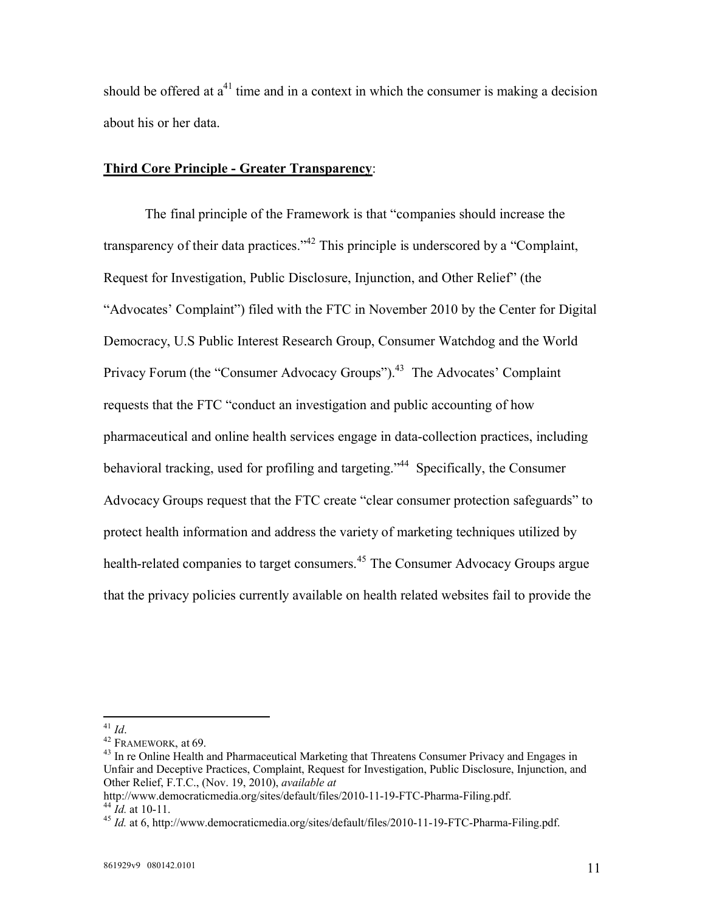should be offered at a[41] time and in a context in which the consumer is making a decision about his or her data.

**<u>Third Core Principle - Greater Transparency</u>**:

The final principle of the Framework is that "companies should increase the transparency of their data practices."[42] This principle is underscored by a "Complaint, Request for Investigation, Public Disclosure, Injunction, and Other Relief" (the "Advocates' Complaint") filed with the FTC in November 2010 by the Center for Digital Democracy, U.S Public Interest Research Group, Consumer Watchdog and the World Privacy Forum (the "Consumer Advocacy Groups").[43] The Advocates' Complaint requests that the FTC "conduct an investigation and public accounting of how pharmaceutical and online health services engage in data-collection practices, including behavioral tracking, used for profiling and targeting."[44] Specifically, the Consumer Advocacy Groups request that the FTC create "clear consumer protection safeguards" to protect health information and address the variety of marketing techniques utilized by health-related companies to target consumers.[45] The Consumer Advocacy Groups argue that the privacy policies currently available on health related websites fail to provide the

---

[41] *Id*.

[42] FRAMEWORK, at 69.

[43] In re Online Health and Pharmaceutical Marketing that Threatens Consumer Privacy and Engages in Unfair and Deceptive Practices, Complaint, Request for Investigation, Public Disclosure, Injunction, and Other Relief, F.T.C., (Nov. 19, 2010), *available at* http://www.democraticmedia.org/sites/default/files/2010-11-19-FTC-Pharma-Filing.pdf.

[44] *Id.* at 10-11.

[45] *Id.* at 6, http://www.democraticmedia.org/sites/default/files/2010-11-19-FTC-Pharma-Filing.pdf.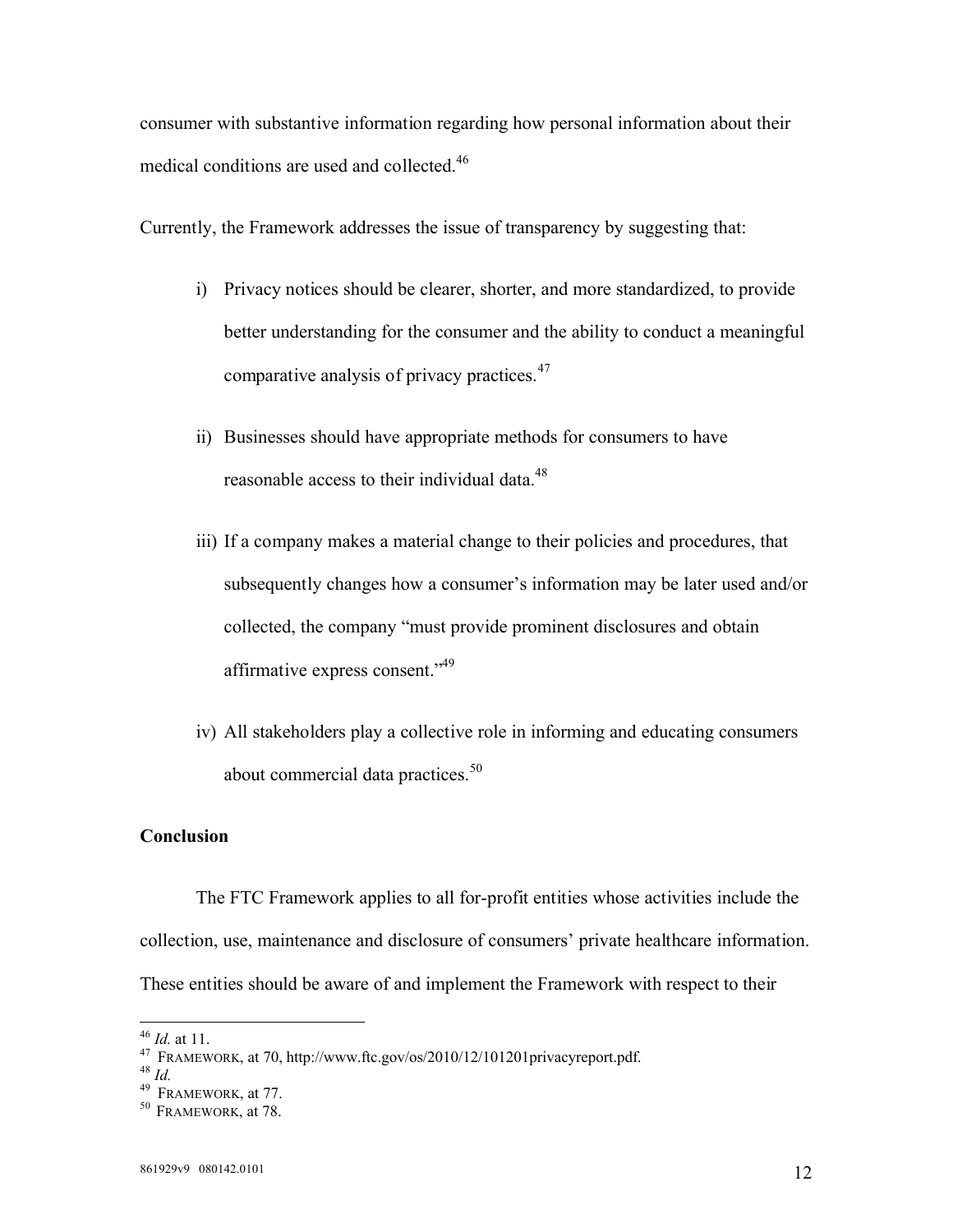consumer with substantive information regarding how personal information about their medical conditions are used and collected.[46]

Currently, the Framework addresses the issue of transparency by suggesting that:

i) Privacy notices should be clearer, shorter, and more standardized, to provide better understanding for the consumer and the ability to conduct a meaningful comparative analysis of privacy practices.[47]

ii) Businesses should have appropriate methods for consumers to have reasonable access to their individual data.[48]

iii) If a company makes a material change to their policies and procedures, that subsequently changes how a consumer's information may be later used and/or collected, the company "must provide prominent disclosures and obtain affirmative express consent."[49]

iv) All stakeholders play a collective role in informing and educating consumers about commercial data practices.[50]

**Conclusion**

The FTC Framework applies to all for-profit entities whose activities include the collection, use, maintenance and disclosure of consumers' private healthcare information. These entities should be aware of and implement the Framework with respect to their

---

[46] *Id.* at 11.
[47] FRAMEWORK, at 70, http://www.ftc.gov/os/2010/12/101201privacyreport.pdf.
[48] *Id.*
[49] FRAMEWORK, at 77.
[50] FRAMEWORK, at 78.

861929v9 080142.0101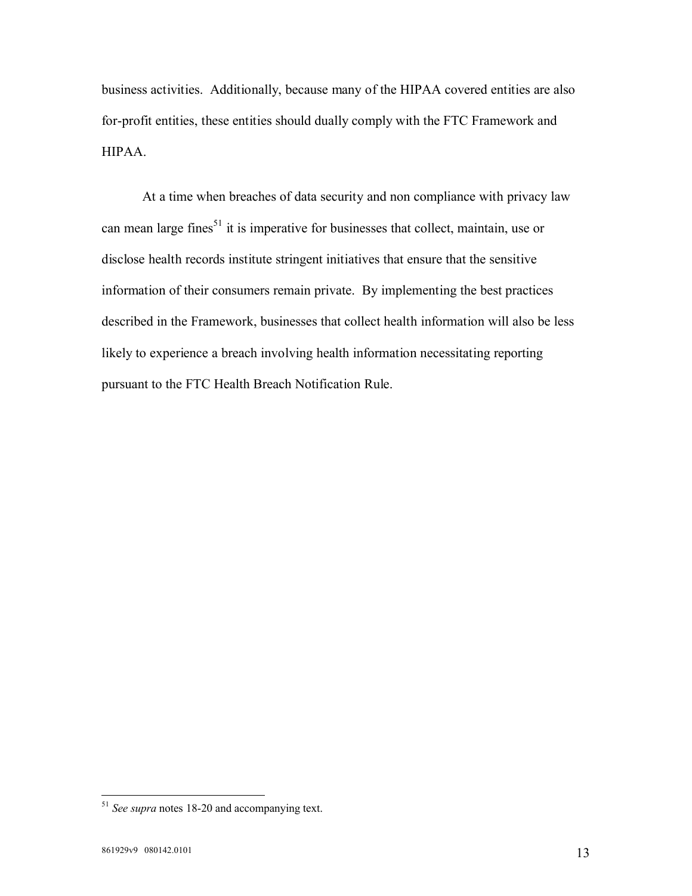business activities. Additionally, because many of the HIPAA covered entities are also for-profit entities, these entities should dually comply with the FTC Framework and HIPAA.

At a time when breaches of data security and non compliance with privacy law can mean large fines[51] it is imperative for businesses that collect, maintain, use or disclose health records institute stringent initiatives that ensure that the sensitive information of their consumers remain private. By implementing the best practices described in the Framework, businesses that collect health information will also be less likely to experience a breach involving health information necessitating reporting pursuant to the FTC Health Breach Notification Rule.

---

[51] *See supra* notes 18-20 and accompanying text.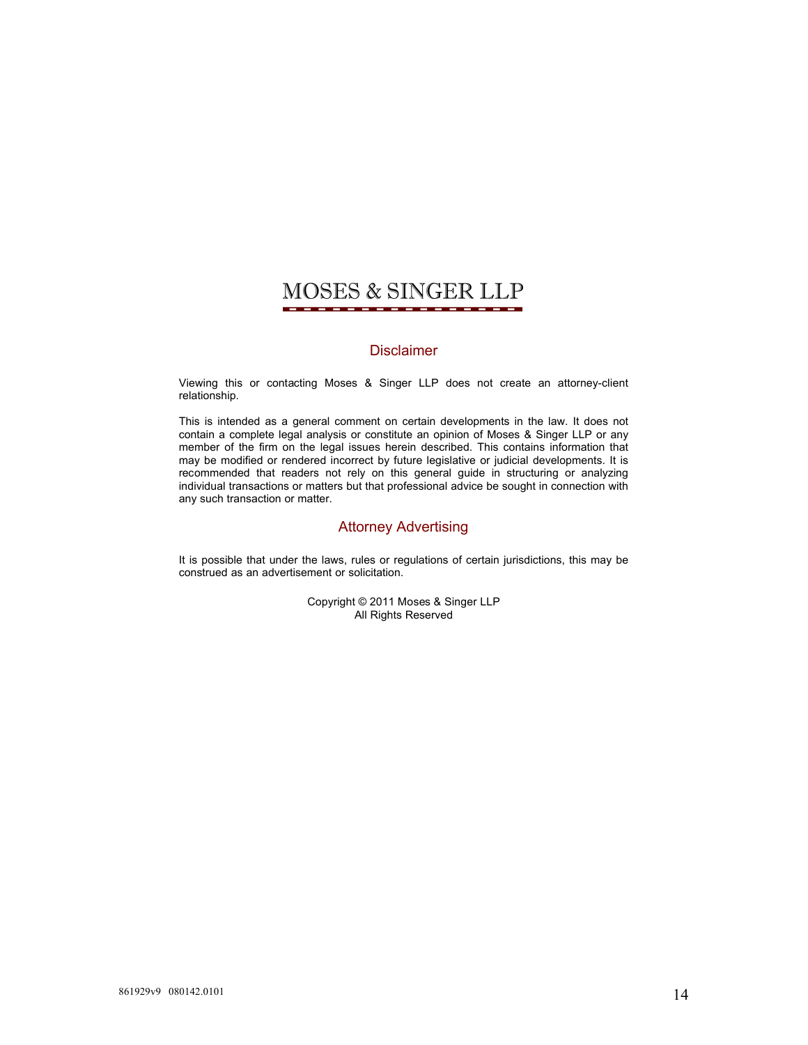# MOSES & SINGER LLP

## Disclaimer

Viewing this or contacting Moses & Singer LLP does not create an attorney-client relationship.

This is intended as a general comment on certain developments in the law. It does not contain a complete legal analysis or constitute an opinion of Moses & Singer LLP or any member of the firm on the legal issues herein described. This contains information that may be modified or rendered incorrect by future legislative or judicial developments. It is recommended that readers not rely on this general guide in structuring or analyzing individual transactions or matters but that professional advice be sought in connection with any such transaction or matter.

## Attorney Advertising

It is possible that under the laws, rules or regulations of certain jurisdictions, this may be construed as an advertisement or solicitation.

Copyright © 2011 Moses & Singer LLP
All Rights Reserved

861929v9 080142.0101